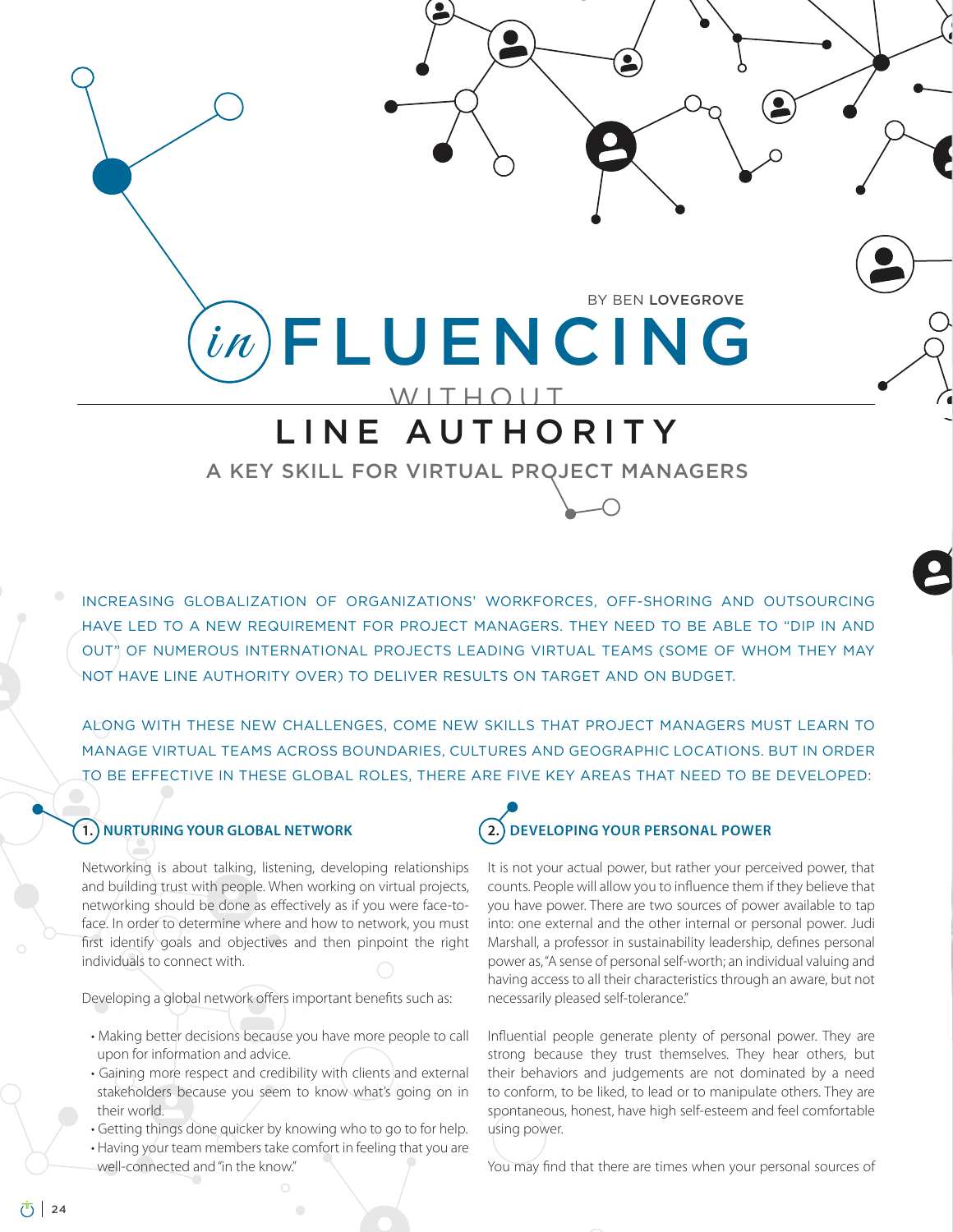BY BEN LOVEGROVE

# inFLUENCING WITHOUT LINE AUTHORITY

## A KEY SKILL FOR VIRTUAL PROJECT MANAGERS

INCREASING GLOBALIZATION OF ORGANIZATIONS' WORKFORCES, OFF-SHORING AND OUTSOURCING HAVE LED TO A NEW REQUIREMENT FOR PROJECT MANAGERS. THEY NEED TO BE ABLE TO "DIP IN AND OUT" OF NUMEROUS INTERNATIONAL PROJECTS LEADING VIRTUAL TEAMS (SOME OF WHOM THEY MAY NOT HAVE LINE AUTHORITY OVER) TO DELIVER RESULTS ON TARGET AND ON BUDGET.

ALONG WITH THESE NEW CHALLENGES, COME NEW SKILLS THAT PROJECT MANAGERS MUST LEARN TO MANAGE VIRTUAL TEAMS ACROSS BOUNDARIES, CULTURES AND GEOGRAPHIC LOCATIONS. BUT IN ORDER TO BE EFFECTIVE IN THESE GLOBAL ROLES, THERE ARE FIVE KEY AREAS THAT NEED TO BE DEVELOPED:

### 1. NURTURING YOUR GLOBAL NETWORK

Networking is about talking, listening, developing relationships and building trust with people. When working on virtual projects, networking should be done as effectively as if you were face-to-face. In order to determine where and how to network, you must first identify goals and objectives and then pinpoint the right individuals to connect with.

Developing a global network offers important benefits such as:

- Making better decisions because you have more people to call upon for information and advice.
- Gaining more respect and credibility with clients and external stakeholders because you seem to know what's going on in their world.
- Getting things done quicker by knowing who to go to for help.
- Having your team members take comfort in feeling that you are well-connected and "in the know."

### 2. DEVELOPING YOUR PERSONAL POWER

It is not your actual power, but rather your perceived power, that counts. People will allow you to influence them if they believe that you have power. There are two sources of power available to tap into: one external and the other internal or personal power. Judi Marshall, a professor in sustainability leadership, defines personal power as, "A sense of personal self-worth; an individual valuing and having access to all their characteristics through an aware, but not necessarily pleased self-tolerance."

Influential people generate plenty of personal power. They are strong because they trust themselves. They hear others, but their behaviors and judgements are not dominated by a need to conform, to be liked, to lead or to manipulate others. They are spontaneous, honest, have high self-esteem and feel comfortable using power.

You may find that there are times when your personal sources of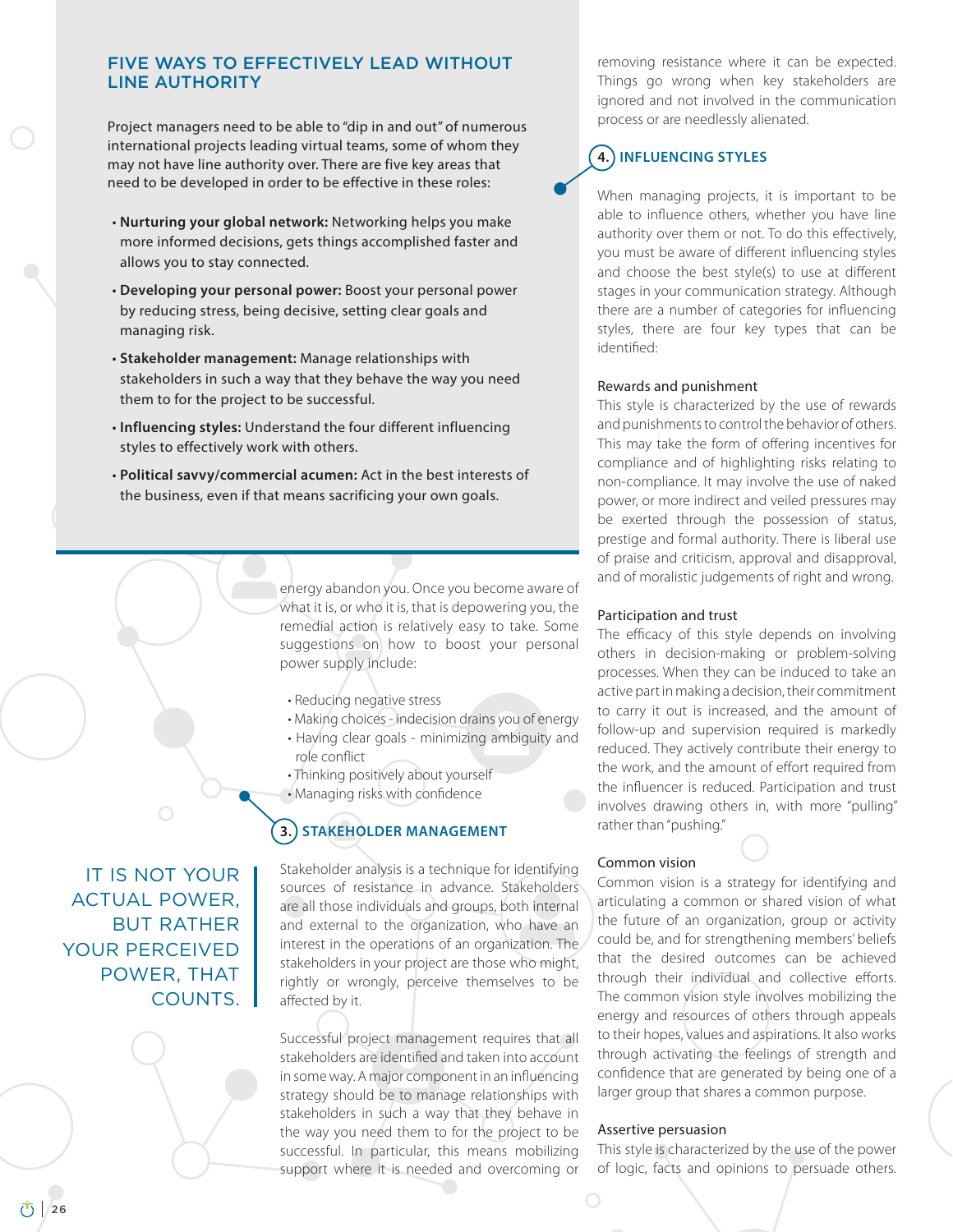## FIVE WAYS TO EFFECTIVELY LEAD WITHOUT LINE AUTHORITY

Project managers need to be able to "dip in and out" of numerous international projects leading virtual teams, some of whom they may not have line authority over. There are five key areas that need to be developed in order to be effective in these roles:

- **Nurturing your global network:** Networking helps you make more informed decisions, gets things accomplished faster and allows you to stay connected.
- **Developing your personal power:** Boost your personal power by reducing stress, being decisive, setting clear goals and managing risk.
- **Stakeholder management:** Manage relationships with stakeholders in such a way that they behave the way you need them to for the project to be successful.
- **Influencing styles:** Understand the four different influencing styles to effectively work with others.
- **Political savvy/commercial acumen:** Act in the best interests of the business, even if that means sacrificing your own goals.

energy abandon you. Once you become aware of what it is, or who it is, that is depowering you, the remedial action is relatively easy to take. Some suggestions on how to boost your personal power supply include:

- Reducing negative stress
- Making choices - indecision drains you of energy
- Having clear goals - minimizing ambiguity and role conflict
- Thinking positively about yourself
- Managing risks with confidence

> IT IS NOT YOUR ACTUAL POWER, BUT RATHER YOUR PERCEIVED POWER, THAT COUNTS.

### 3. STAKEHOLDER MANAGEMENT

Stakeholder analysis is a technique for identifying sources of resistance in advance. Stakeholders are all those individuals and groups, both internal and external to the organization, who have an interest in the operations of an organization. The stakeholders in your project are those who might, rightly or wrongly, perceive themselves to be affected by it.

Successful project management requires that all stakeholders are identified and taken into account in some way. A major component in an influencing strategy should be to manage relationships with stakeholders in such a way that they behave in the way you need them to for the project to be successful. In particular, this means mobilizing support where it is needed and overcoming or removing resistance where it can be expected. Things go wrong when key stakeholders are ignored and not involved in the communication process or are needlessly alienated.

### 4. INFLUENCING STYLES

When managing projects, it is important to be able to influence others, whether you have line authority over them or not. To do this effectively, you must be aware of different influencing styles and choose the best style(s) to use at different stages in your communication strategy. Although there are a number of categories for influencing styles, there are four key types that can be identified:

#### Rewards and punishment

This style is characterized by the use of rewards and punishments to control the behavior of others. This may take the form of offering incentives for compliance and of highlighting risks relating to non-compliance. It may involve the use of naked power, or more indirect and veiled pressures may be exerted through the possession of status, prestige and formal authority. There is liberal use of praise and criticism, approval and disapproval, and of moralistic judgements of right and wrong.

#### Participation and trust

The efficacy of this style depends on involving others in decision-making or problem-solving processes. When they can be induced to take an active part in making a decision, their commitment to carry it out is increased, and the amount of follow-up and supervision required is markedly reduced. They actively contribute their energy to the work, and the amount of effort required from the influencer is reduced. Participation and trust involves drawing others in, with more "pulling" rather than "pushing."

#### Common vision

Common vision is a strategy for identifying and articulating a common or shared vision of what the future of an organization, group or activity could be, and for strengthening members' beliefs that the desired outcomes can be achieved through their individual and collective efforts. The common vision style involves mobilizing the energy and resources of others through appeals to their hopes, values and aspirations. It also works through activating the feelings of strength and confidence that are generated by being one of a larger group that shares a common purpose.

#### Assertive persuasion

This style is characterized by the use of the power of logic, facts and opinions to persuade others.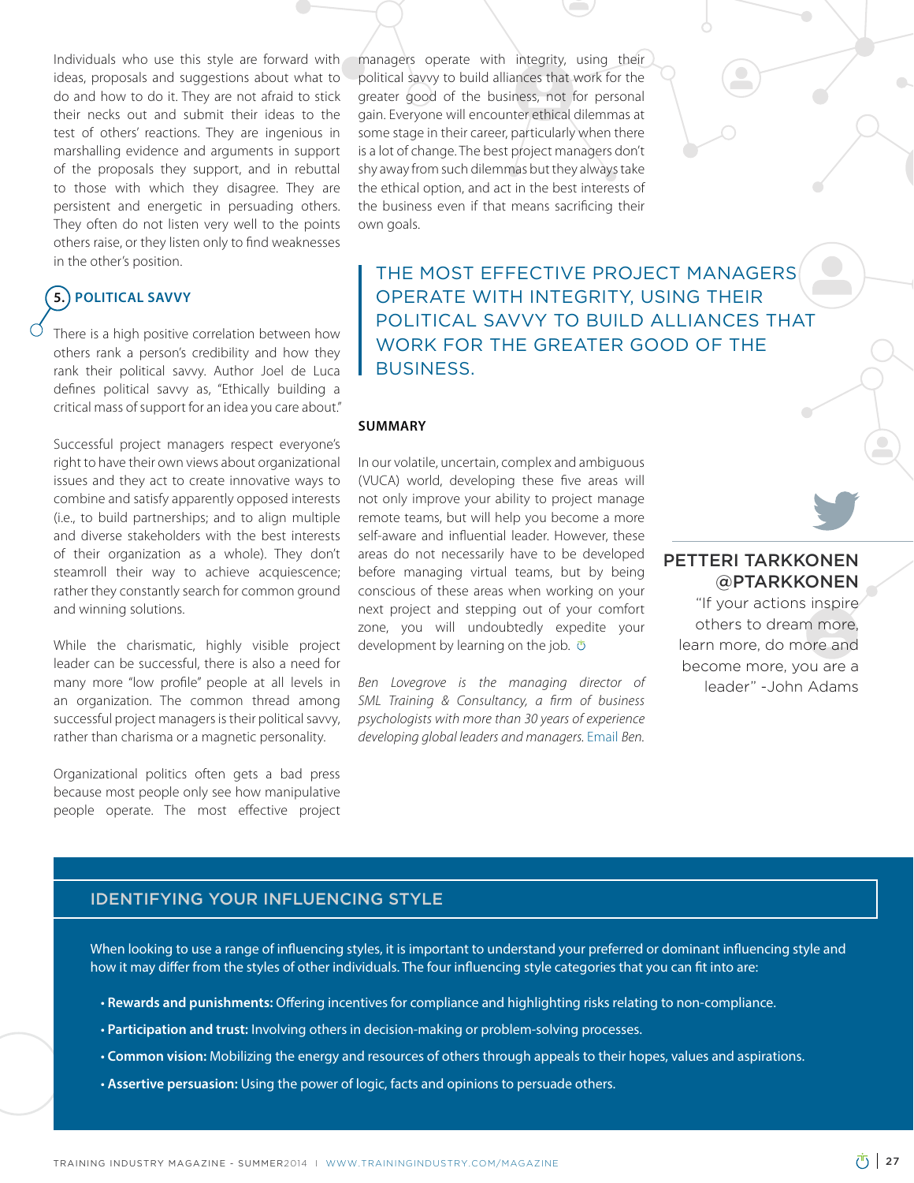Individuals who use this style are forward with ideas, proposals and suggestions about what to do and how to do it. They are not afraid to stick their necks out and submit their ideas to the test of others' reactions. They are ingenious in marshalling evidence and arguments in support of the proposals they support, and in rebuttal to those with which they disagree. They are persistent and energetic in persuading others. They often do not listen very well to the points others raise, or they listen only to find weaknesses in the other's position.

## 5. POLITICAL SAVVY

There is a high positive correlation between how others rank a person's credibility and how they rank their political savvy. Author Joel de Luca defines political savvy as, "Ethically building a critical mass of support for an idea you care about."

Successful project managers respect everyone's right to have their own views about organizational issues and they act to create innovative ways to combine and satisfy apparently opposed interests (i.e., to build partnerships; and to align multiple and diverse stakeholders with the best interests of their organization as a whole). They don't steamroll their way to achieve acquiescence; rather they constantly search for common ground and winning solutions.

While the charismatic, highly visible project leader can be successful, there is also a need for many more "low profile" people at all levels in an organization. The common thread among successful project managers is their political savvy, rather than charisma or a magnetic personality.

Organizational politics often gets a bad press because most people only see how manipulative people operate. The most effective project managers operate with integrity, using their political savvy to build alliances that work for the greater good of the business, not for personal gain. Everyone will encounter ethical dilemmas at some stage in their career, particularly when there is a lot of change. The best project managers don't shy away from such dilemmas but they always take the ethical option, and act in the best interests of the business even if that means sacrificing their own goals.

> THE MOST EFFECTIVE PROJECT MANAGERS OPERATE WITH INTEGRITY, USING THEIR POLITICAL SAVVY TO BUILD ALLIANCES THAT WORK FOR THE GREATER GOOD OF THE BUSINESS.

### SUMMARY

In our volatile, uncertain, complex and ambiguous (VUCA) world, developing these five areas will not only improve your ability to project manage remote teams, but will help you become a more self-aware and influential leader. However, these areas do not necessarily have to be developed before managing virtual teams, but by being conscious of these areas when working on your next project and stepping out of your comfort zone, you will undoubtedly expedite your development by learning on the job.

*Ben Lovegrove is the managing director of SML Training & Consultancy, a firm of business psychologists with more than 30 years of experience developing global leaders and managers. Email Ben.*

**PETTERI TARKKONEN @PTARKKONEN**

"If your actions inspire others to dream more, learn more, do more and become more, you are a leader" -John Adams

## IDENTIFYING YOUR INFLUENCING STYLE

When looking to use a range of influencing styles, it is important to understand your preferred or dominant influencing style and how it may differ from the styles of other individuals. The four influencing style categories that you can fit into are:

- **Rewards and punishments:** Offering incentives for compliance and highlighting risks relating to non-compliance.
- **Participation and trust:** Involving others in decision-making or problem-solving processes.
- **Common vision:** Mobilizing the energy and resources of others through appeals to their hopes, values and aspirations.
- **Assertive persuasion:** Using the power of logic, facts and opinions to persuade others.